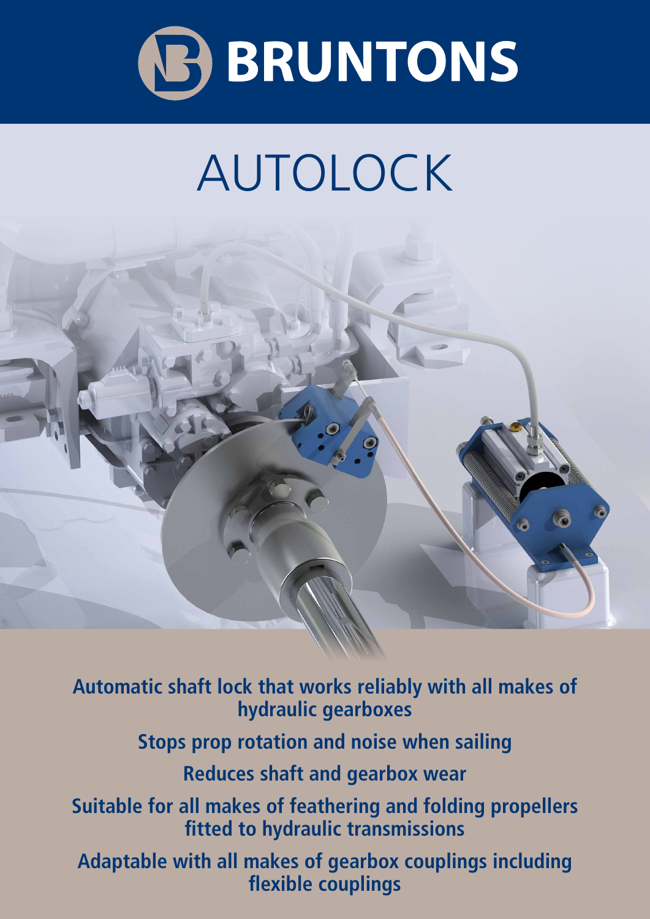# BRUNTONS

## AUTOLOCK

**Automatic shaft lock that works reliably with all makes of hydraulic gearboxes**

**Stops prop rotation and noise when sailing**

**Reduces shaft and gearbox wear**

**Suitable for all makes of feathering and folding propellers fitted to hydraulic transmissions**

**Adaptable with all makes of gearbox couplings including flexible couplings**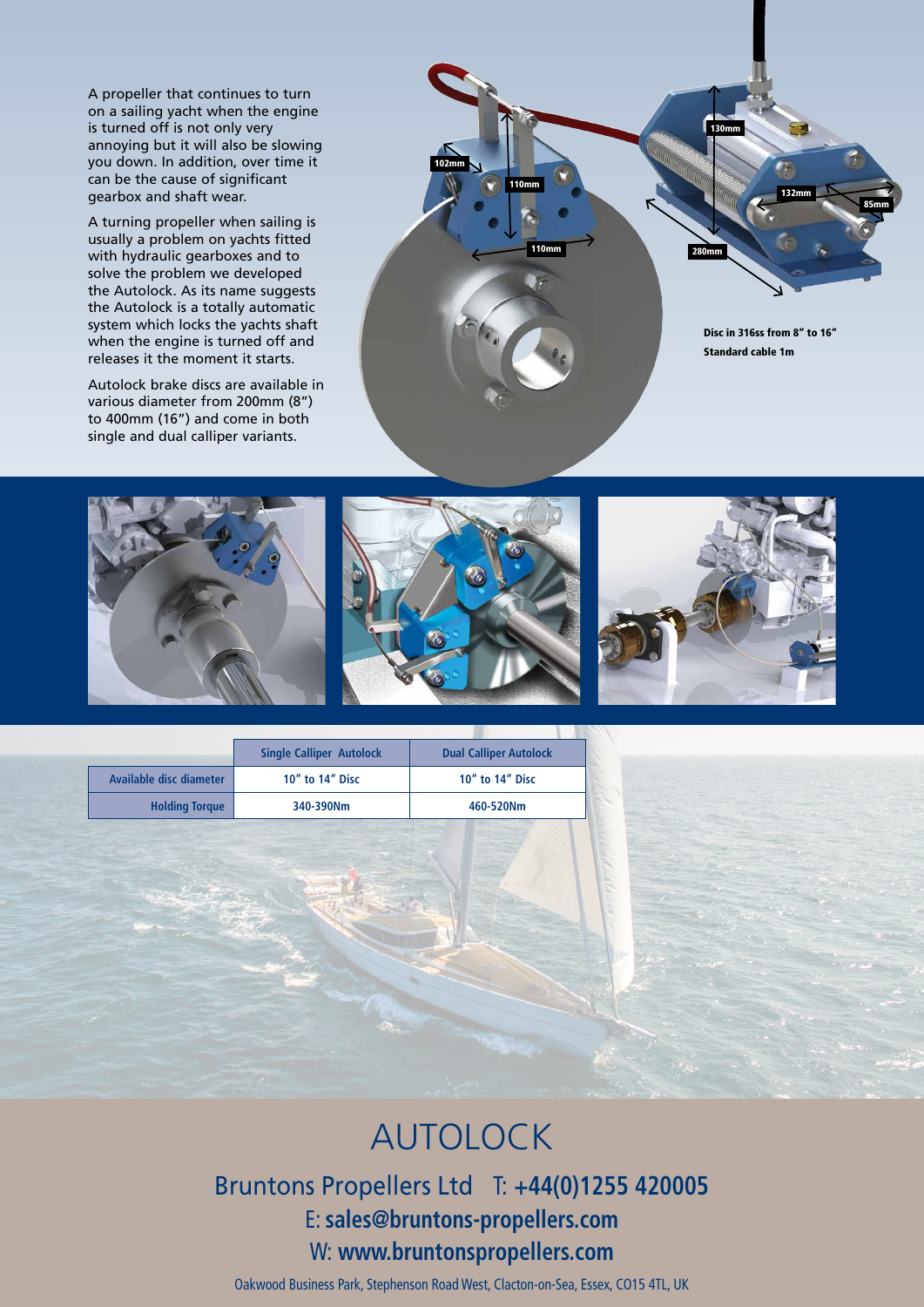A propeller that continues to turn on a sailing yacht when the engine is turned off is not only very annoying but it will also be slowing you down. In addition, over time it can be the cause of significant gearbox and shaft wear.

A turning propeller when sailing is usually a problem on yachts fitted with hydraulic gearboxes and to solve the problem we developed the Autolock. As its name suggests the Autolock is a totally automatic system which locks the yachts shaft when the engine is turned off and releases it the moment it starts.

Autolock brake discs are available in various diameter from 200mm (8") to 400mm (16") and come in both single and dual calliper variants.

102mm
110mm
110mm
130mm
132mm
85mm
280mm

**Disc in 316ss from 8" to 16"**
**Standard cable 1m**

| | Single Calliper Autolock | Dual Calliper Autolock |
|---|---|---|
| Available disc diameter | 10" to 14" Disc | 10" to 14" Disc |
| Holding Torque | 340-390Nm | 460-520Nm |

# AUTOLOCK

## Bruntons Propellers Ltd T: **+44(0)1255 420005**

E: **sales@bruntons-propellers.com**

W: **www.bruntonspropellers.com**

Oakwood Business Park, Stephenson Road West, Clacton-on-Sea, Essex, CO15 4TL, UK